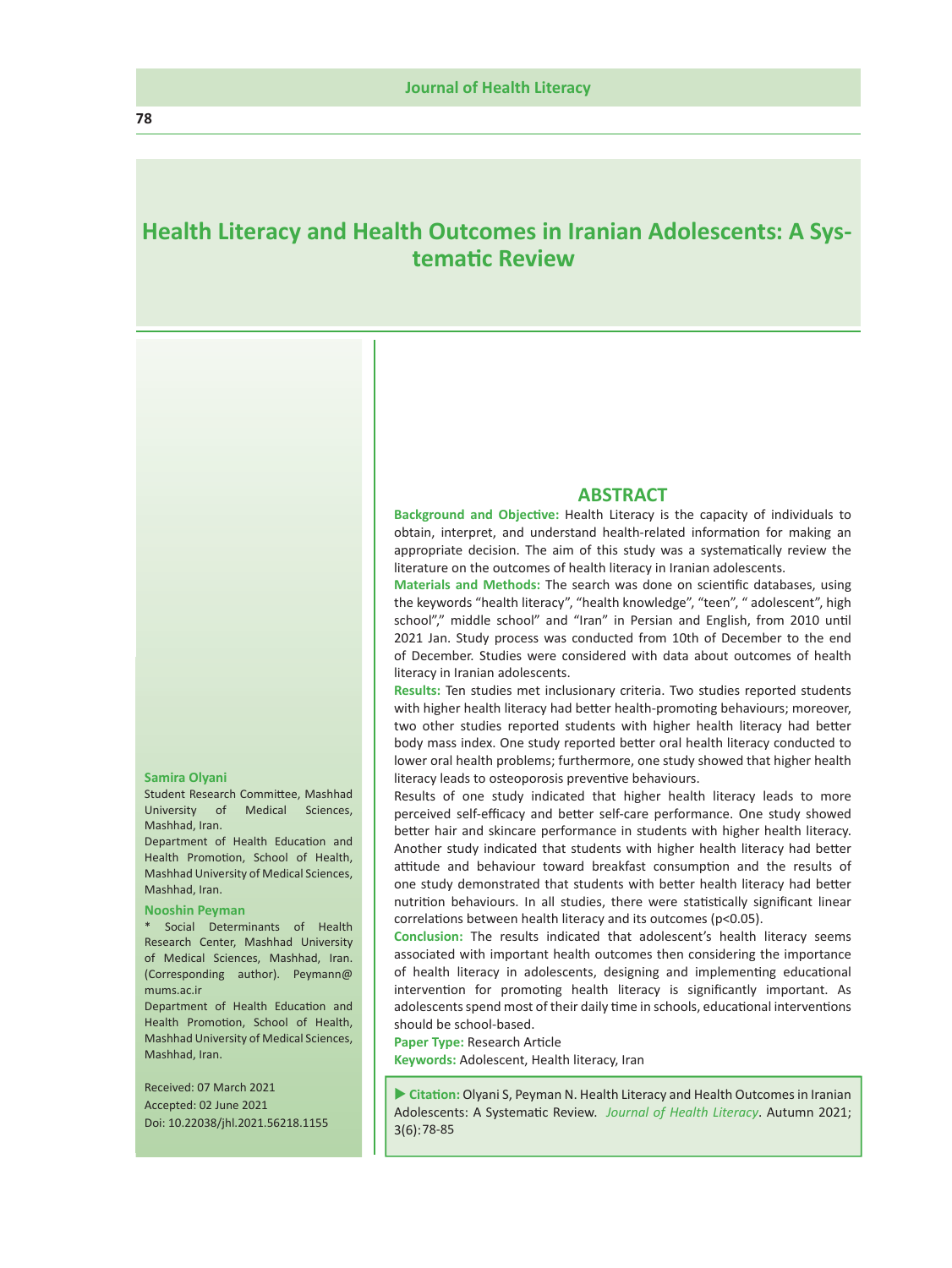# Health Literacy and Health Outcomes in Iranian Adolescents: A Systematic Review

**Samira Olyani**
Student Research Committee, Mashhad University of Medical Sciences, Mashhad, Iran.
Department of Health Education and Health Promotion, School of Health, Mashhad University of Medical Sciences, Mashhad, Iran.

**Nooshin Peyman**
* Social Determinants of Health Research Center, Mashhad University of Medical Sciences, Mashhad, Iran. (Corresponding author). Peymann@mums.ac.ir
Department of Health Education and Health Promotion, School of Health, Mashhad University of Medical Sciences, Mashhad, Iran.

Received: 07 March 2021
Accepted: 02 June 2021
Doi: 10.22038/jhl.2021.56218.1155

## ABSTRACT

**Background and Objective:** Health Literacy is the capacity of individuals to obtain, interpret, and understand health-related information for making an appropriate decision. The aim of this study was a systematically review the literature on the outcomes of health literacy in Iranian adolescents.

**Materials and Methods:** The search was done on scientific databases, using the keywords "health literacy", "health knowledge", "teen", " adolescent", high school"," middle school" and "Iran" in Persian and English, from 2010 until 2021 Jan. Study process was conducted from 10th of December to the end of December. Studies were considered with data about outcomes of health literacy in Iranian adolescents.

**Results:** Ten studies met inclusionary criteria. Two studies reported students with higher health literacy had better health-promoting behaviours; moreover, two other studies reported students with higher health literacy had better body mass index. One study reported better oral health literacy conducted to lower oral health problems; furthermore, one study showed that higher health literacy leads to osteoporosis preventive behaviours.

Results of one study indicated that higher health literacy leads to more perceived self-efficacy and better self-care performance. One study showed better hair and skincare performance in students with higher health literacy. Another study indicated that students with higher health literacy had better attitude and behaviour toward breakfast consumption and the results of one study demonstrated that students with better health literacy had better nutrition behaviours. In all studies, there were statistically significant linear correlations between health literacy and its outcomes ($p<0.05$).

**Conclusion:** The results indicated that adolescent's health literacy seems associated with important health outcomes then considering the importance of health literacy in adolescents, designing and implementing educational intervention for promoting health literacy is significantly important. As adolescents spend most of their daily time in schools, educational interventions should be school-based.

**Paper Type:** Research Article

**Keywords:** Adolescent, Health literacy, Iran

▶ **Citation:** Olyani S, Peyman N. Health Literacy and Health Outcomes in Iranian Adolescents: A Systematic Review. *Journal of Health Literacy*. Autumn 2021; 3(6):78-85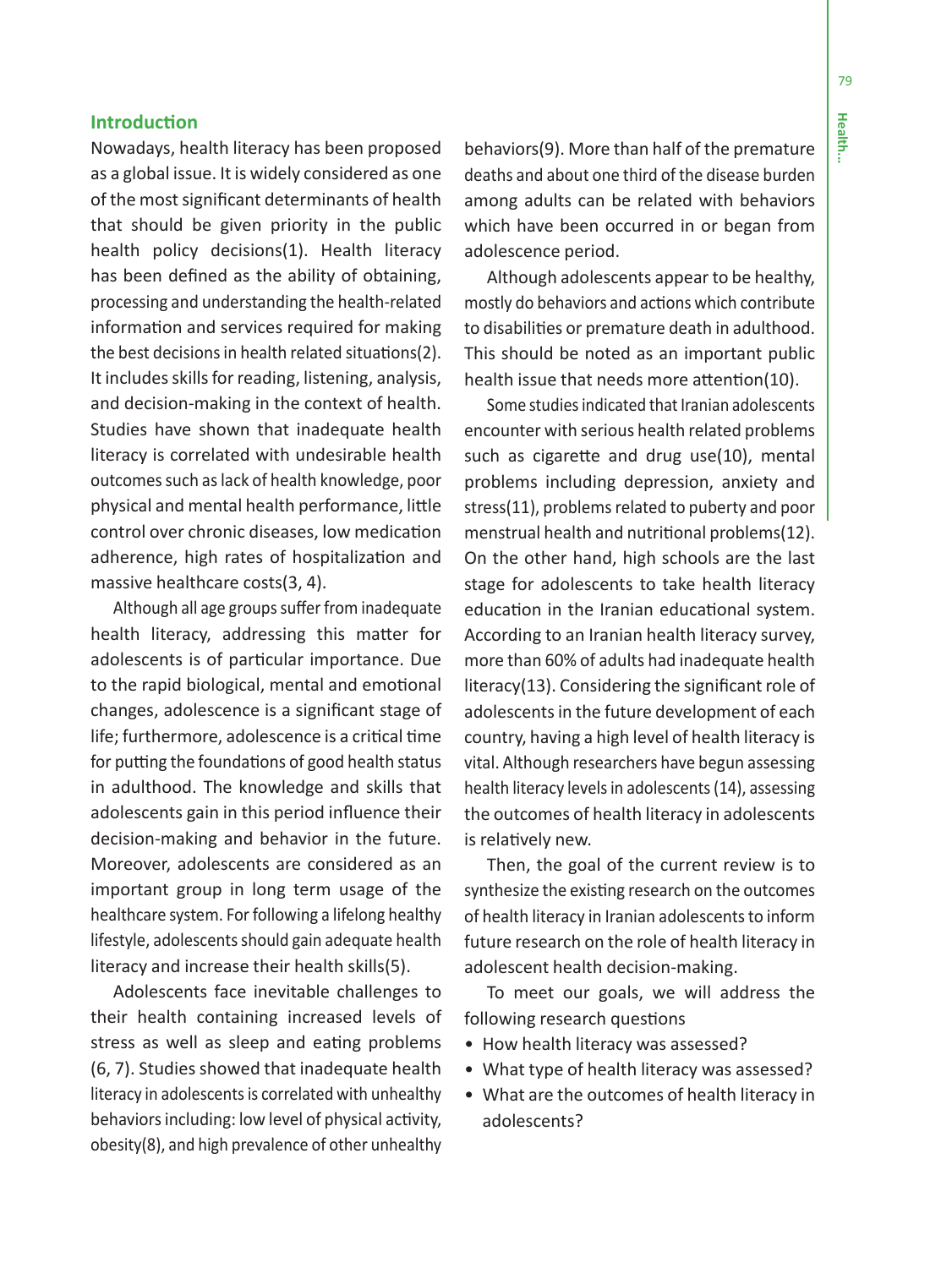## Introduction

Nowadays, health literacy has been proposed as a global issue. It is widely considered as one of the most significant determinants of health that should be given priority in the public health policy decisions(1). Health literacy has been defined as the ability of obtaining, processing and understanding the health-related information and services required for making the best decisions in health related situations(2). It includes skills for reading, listening, analysis, and decision-making in the context of health. Studies have shown that inadequate health literacy is correlated with undesirable health outcomes such as lack of health knowledge, poor physical and mental health performance, little control over chronic diseases, low medication adherence, high rates of hospitalization and massive healthcare costs(3, 4).

Although all age groups suffer from inadequate health literacy, addressing this matter for adolescents is of particular importance. Due to the rapid biological, mental and emotional changes, adolescence is a significant stage of life; furthermore, adolescence is a critical time for putting the foundations of good health status in adulthood. The knowledge and skills that adolescents gain in this period influence their decision-making and behavior in the future. Moreover, adolescents are considered as an important group in long term usage of the healthcare system. For following a lifelong healthy lifestyle, adolescents should gain adequate health literacy and increase their health skills(5).

Adolescents face inevitable challenges to their health containing increased levels of stress as well as sleep and eating problems (6, 7). Studies showed that inadequate health literacy in adolescents is correlated with unhealthy behaviors including: low level of physical activity, obesity(8), and high prevalence of other unhealthy behaviors(9). More than half of the premature deaths and about one third of the disease burden among adults can be related with behaviors which have been occurred in or began from adolescence period.

Although adolescents appear to be healthy, mostly do behaviors and actions which contribute to disabilities or premature death in adulthood. This should be noted as an important public health issue that needs more attention(10).

Some studies indicated that Iranian adolescents encounter with serious health related problems such as cigarette and drug use(10), mental problems including depression, anxiety and stress(11), problems related to puberty and poor menstrual health and nutritional problems(12). On the other hand, high schools are the last stage for adolescents to take health literacy education in the Iranian educational system. According to an Iranian health literacy survey, more than 60% of adults had inadequate health literacy(13). Considering the significant role of adolescents in the future development of each country, having a high level of health literacy is vital. Although researchers have begun assessing health literacy levels in adolescents (14), assessing the outcomes of health literacy in adolescents is relatively new.

Then, the goal of the current review is to synthesize the existing research on the outcomes of health literacy in Iranian adolescents to inform future research on the role of health literacy in adolescent health decision-making.

To meet our goals, we will address the following research questions

- How health literacy was assessed?
- What type of health literacy was assessed?
- What are the outcomes of health literacy in adolescents?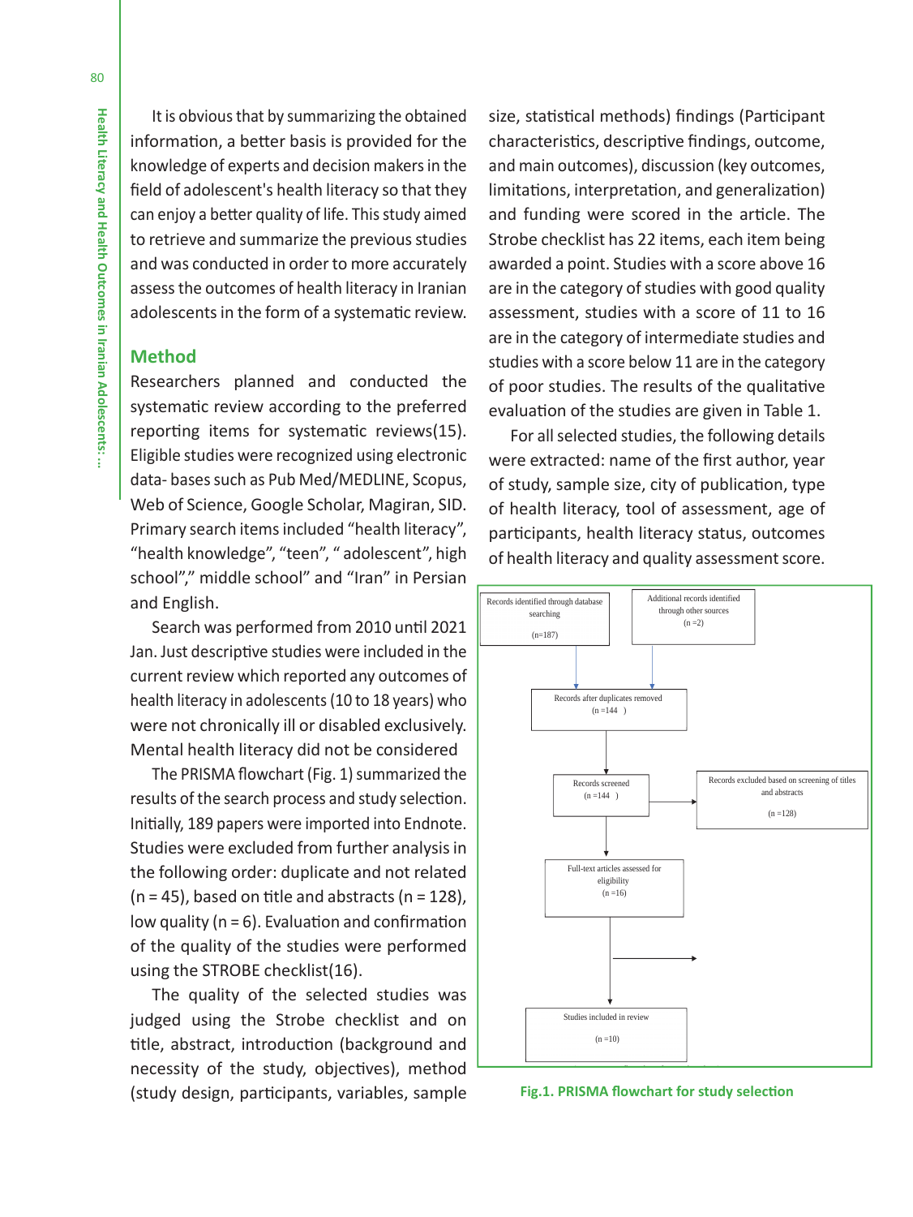It is obvious that by summarizing the obtained information, a better basis is provided for the knowledge of experts and decision makers in the field of adolescent's health literacy so that they can enjoy a better quality of life. This study aimed to retrieve and summarize the previous studies and was conducted in order to more accurately assess the outcomes of health literacy in Iranian adolescents in the form of a systematic review.

## Method

Researchers planned and conducted the systematic review according to the preferred reporting items for systematic reviews(15). Eligible studies were recognized using electronic data- bases such as Pub Med/MEDLINE, Scopus, Web of Science, Google Scholar, Magiran, SID. Primary search items included "health literacy", "health knowledge", "teen", " adolescent", high school"," middle school" and "Iran" in Persian and English.

Search was performed from 2010 until 2021 Jan. Just descriptive studies were included in the current review which reported any outcomes of health literacy in adolescents (10 to 18 years) who were not chronically ill or disabled exclusively. Mental health literacy did not be considered

The PRISMA flowchart (Fig. 1) summarized the results of the search process and study selection. Initially, 189 papers were imported into Endnote. Studies were excluded from further analysis in the following order: duplicate and not related (n = 45), based on title and abstracts (n = 128), low quality (n = 6). Evaluation and confirmation of the quality of the studies were performed using the STROBE checklist(16).

The quality of the selected studies was judged using the Strobe checklist and on title, abstract, introduction (background and necessity of the study, objectives), method (study design, participants, variables, sample size, statistical methods) findings (Participant characteristics, descriptive findings, outcome, and main outcomes), discussion (key outcomes, limitations, interpretation, and generalization) and funding were scored in the article. The Strobe checklist has 22 items, each item being awarded a point. Studies with a score above 16 are in the category of studies with good quality assessment, studies with a score of 11 to 16 are in the category of intermediate studies and studies with a score below 11 are in the category of poor studies. The results of the qualitative evaluation of the studies are given in Table 1.

For all selected studies, the following details were extracted: name of the first author, year of study, sample size, city of publication, type of health literacy, tool of assessment, age of participants, health literacy status, outcomes of health literacy and quality assessment score.

Records identified through database searching (n=187)

Additional records identified through other sources (n =2)

Records after duplicates removed (n =144 )

Records screened (n =144 )

Records excluded based on screening of titles and abstracts (n =128)

Full-text articles assessed for eligibility (n =16)

Studies included in review (n =10)

**Fig.1. PRISMA flowchart for study selection**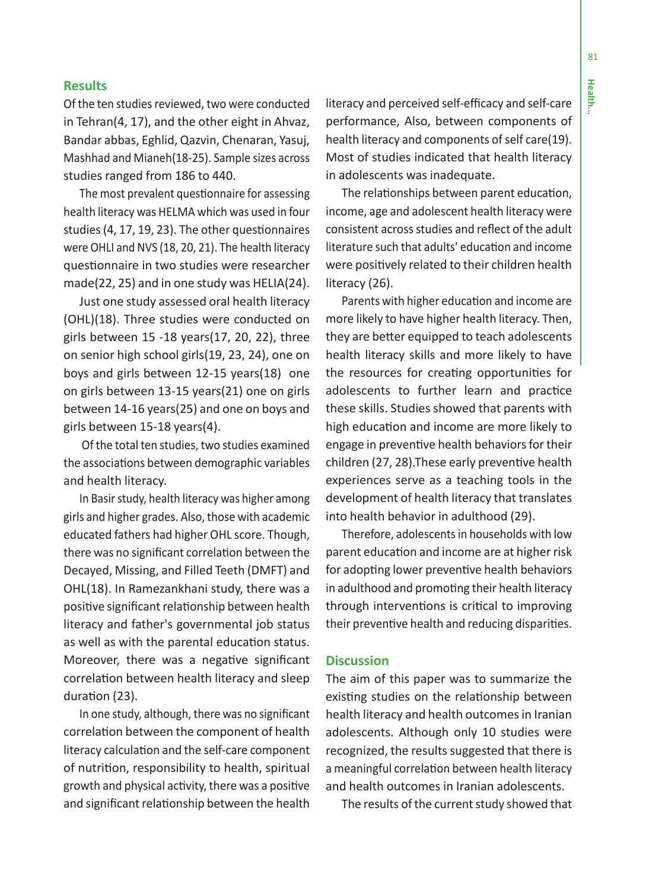## Results

Of the ten studies reviewed, two were conducted in Tehran(4, 17), and the other eight in Ahvaz, Bandar abbas, Eghlid, Qazvin, Chenaran, Yasuj, Mashhad and Mianeh(18-25). Sample sizes across studies ranged from 186 to 440.

The most prevalent questionnaire for assessing health literacy was HELMA which was used in four studies (4, 17, 19, 23). The other questionnaires were OHLI and NVS (18, 20, 21). The health literacy questionnaire in two studies were researcher made(22, 25) and in one study was HELIA(24).

Just one study assessed oral health literacy (OHL)(18). Three studies were conducted on girls between 15 -18 years(17, 20, 22), three on senior high school girls(19, 23, 24), one on boys and girls between 12-15 years(18) one on girls between 13-15 years(21) one on girls between 14-16 years(25) and one on boys and girls between 15-18 years(4).

Of the total ten studies, two studies examined the associations between demographic variables and health literacy.

In Basir study, health literacy was higher among girls and higher grades. Also, those with academic educated fathers had higher OHL score. Though, there was no significant correlation between the Decayed, Missing, and Filled Teeth (DMFT) and OHL(18). In Ramezankhani study, there was a positive significant relationship between health literacy and father's governmental job status as well as with the parental education status. Moreover, there was a negative significant correlation between health literacy and sleep duration (23).

In one study, although, there was no significant correlation between the component of health literacy calculation and the self-care component of nutrition, responsibility to health, spiritual growth and physical activity, there was a positive and significant relationship between the health literacy and perceived self-efficacy and self-care performance, Also, between components of health literacy and components of self care(19). Most of studies indicated that health literacy in adolescents was inadequate.

The relationships between parent education, income, age and adolescent health literacy were consistent across studies and reflect of the adult literature such that adults' education and income were positively related to their children health literacy (26).

Parents with higher education and income are more likely to have higher health literacy. Then, they are better equipped to teach adolescents health literacy skills and more likely to have the resources for creating opportunities for adolescents to further learn and practice these skills. Studies showed that parents with high education and income are more likely to engage in preventive health behaviors for their children (27, 28).These early preventive health experiences serve as a teaching tools in the development of health literacy that translates into health behavior in adulthood (29).

Therefore, adolescents in households with low parent education and income are at higher risk for adopting lower preventive health behaviors in adulthood and promoting their health literacy through interventions is critical to improving their preventive health and reducing disparities.

## Discussion

The aim of this paper was to summarize the existing studies on the relationship between health literacy and health outcomes in Iranian adolescents. Although only 10 studies were recognized, the results suggested that there is a meaningful correlation between health literacy and health outcomes in Iranian adolescents.

The results of the current study showed that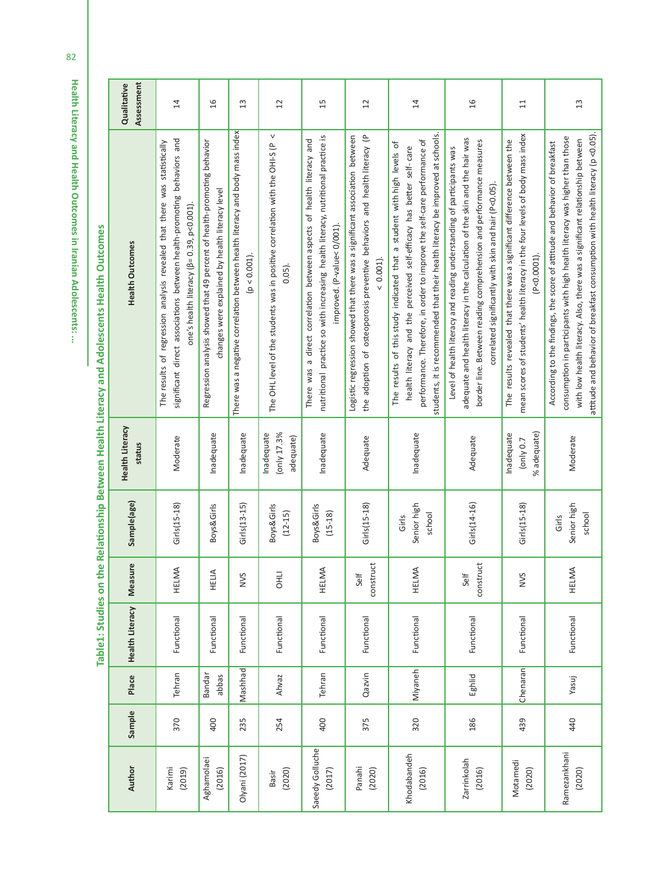**Table1: Studies on the Relationship Between Health Literacy and Adolescents Health Outcomes**

| Author | Sample | Place | Health Literacy | Measure | Sample(age) | Health Literacy status | Health Outcomes | Qualitative Assessment |
|---|---|---|---|---|---|---|---|---|
| Karimi (2019) | 370 | Tehran | Functional | HELMA | Girls(15-18) | Moderate | The results of regression analysis revealed that there was statistically significant direct associations between health-promoting behaviors and one's health literacy (β= 0.39, p<0.001). | 14 |
| Aghamolaei (2016) | 400 | Bandar abbas | Functional | HELIA | Boys&Girls | Inadequate | Regression analysis showed that 49 percent of health-promoting behavior changes were explained by health literacy level | 16 |
| Olyani (2017) | 235 | Mashhad | Functional | NVS | Girls(13-15) | Inadequate | There was a negative correlation between health literacy and body mass index (p < 0.001). | 13 |
| Basir (2020) | 254 | Ahvaz | Functional | OHLI | Boys&Girls (12-15) | Inadequate (only 17.3% adequate) | The OHL level of the students was in positive correlation with the OHI-S (P < 0.05). | 12 |
| Saeedy Golluche (2017) | 400 | Tehran | Functional | HELMA | Boys&Girls (15-18) | Inadequate | There was a direct correlation between aspects of health literacy and nutritional practice so with increasing health literacy, nutritional practice is improved. (P-value< 0/001). | 15 |
| Panahi (2020) | 375 | Qazvin | Functional | Self construct | Girls(15-18) | Adequate | Logistic regression showed that there was a significant association between the adoption of osteoporosis preventive behaviors and health literacy (P < 0.001). | 12 |
| Khodabandeh (2016) | 320 | Miyaneh | Functional | HELMA | Girls Senior high school | Inadequate | The results of this study indicated that a student with high levels of health literacy and the perceived self-efficacy has better self-care performance. Therefore, in order to improve the self-care performance of students, it is recommended that their health literacy be improved at schools. | 14 |
| Zarrinkolah (2016) | 186 | Eghlid | Functional | Self construct | Girls(14-16) | Adequate | Level of health literacy and reading understanding of participants was adequate and health literacy in the calculation of the skin and the hair was border line. Between reading comprehension and performance measures correlated significantly with skin and hair (P<0.05). | 16 |
| Motamedi (2020) | 439 | Chenaran | Functional | NVS | Girls(15-18) | Inadequate (only 0.7 % adequate) | The results revealed that there was a significant difference between the mean scores of students' health literacy in the four levels of body mass index (P<0.0001). | 11 |
| Ramezankhani (2020) | 440 | Yasuj | Functional | HELMA | Girls Senior high school | Moderate | According to the findings, the score of attitude and behavior of breakfast consumption in participants with high health literacy was higher than those with low health literacy. Also, there was a significant relationship between attitude and behavior of breakfast consumption with health literacy (p <0.05). | 13 |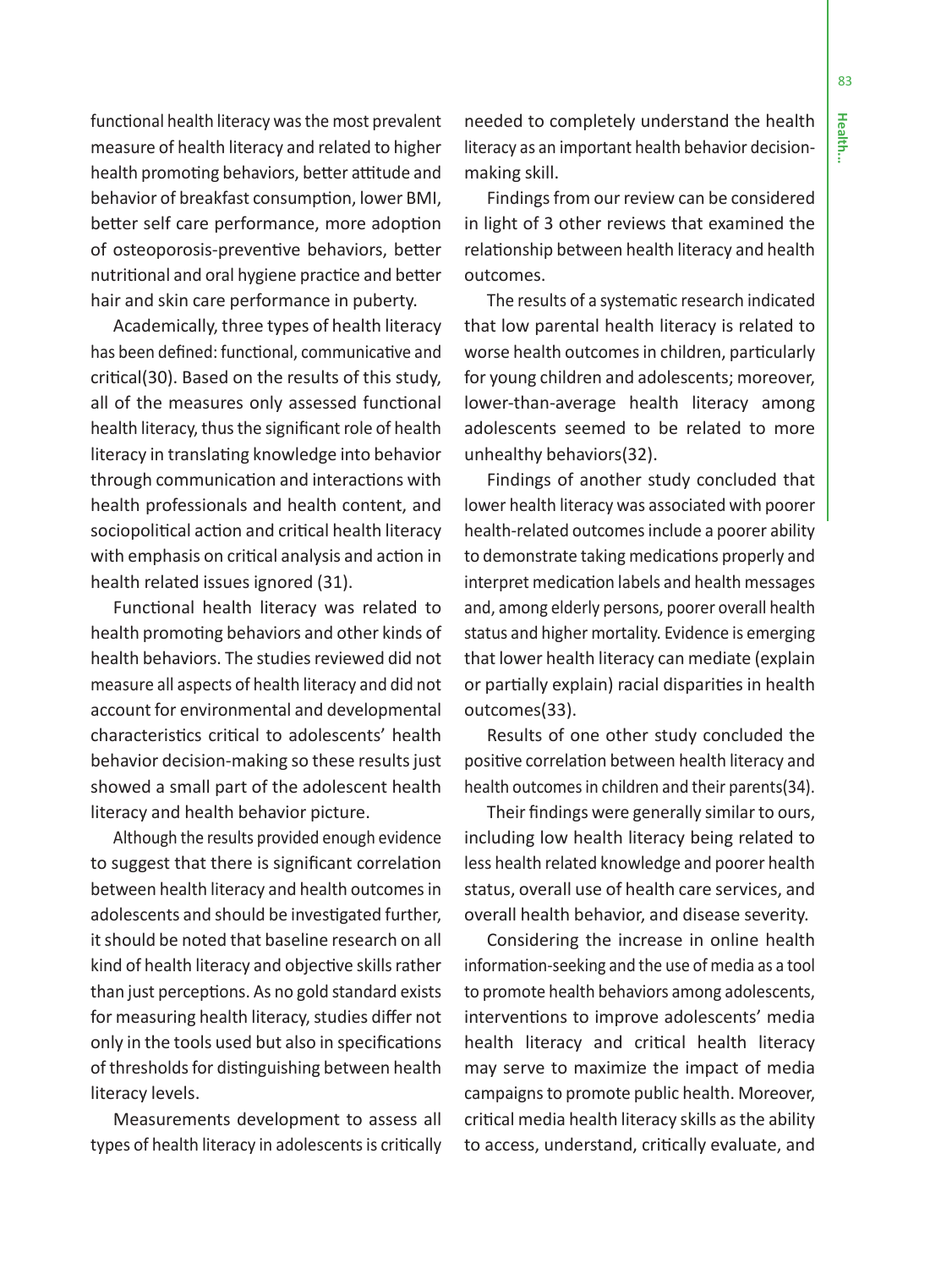functional health literacy was the most prevalent measure of health literacy and related to higher health promoting behaviors, better attitude and behavior of breakfast consumption, lower BMI, better self care performance, more adoption of osteoporosis-preventive behaviors, better nutritional and oral hygiene practice and better hair and skin care performance in puberty.

Academically, three types of health literacy has been defined: functional, communicative and critical(30). Based on the results of this study, all of the measures only assessed functional health literacy, thus the significant role of health literacy in translating knowledge into behavior through communication and interactions with health professionals and health content, and sociopolitical action and critical health literacy with emphasis on critical analysis and action in health related issues ignored (31).

Functional health literacy was related to health promoting behaviors and other kinds of health behaviors. The studies reviewed did not measure all aspects of health literacy and did not account for environmental and developmental characteristics critical to adolescents' health behavior decision-making so these results just showed a small part of the adolescent health literacy and health behavior picture.

Although the results provided enough evidence to suggest that there is significant correlation between health literacy and health outcomes in adolescents and should be investigated further, it should be noted that baseline research on all kind of health literacy and objective skills rather than just perceptions. As no gold standard exists for measuring health literacy, studies differ not only in the tools used but also in specifications of thresholds for distinguishing between health literacy levels.

Measurements development to assess all types of health literacy in adolescents is critically needed to completely understand the health literacy as an important health behavior decision-making skill.

Findings from our review can be considered in light of 3 other reviews that examined the relationship between health literacy and health outcomes.

The results of a systematic research indicated that low parental health literacy is related to worse health outcomes in children, particularly for young children and adolescents; moreover, lower-than-average health literacy among adolescents seemed to be related to more unhealthy behaviors(32).

Findings of another study concluded that lower health literacy was associated with poorer health-related outcomes include a poorer ability to demonstrate taking medications properly and interpret medication labels and health messages and, among elderly persons, poorer overall health status and higher mortality. Evidence is emerging that lower health literacy can mediate (explain or partially explain) racial disparities in health outcomes(33).

Results of one other study concluded the positive correlation between health literacy and health outcomes in children and their parents(34).

Their findings were generally similar to ours, including low health literacy being related to less health related knowledge and poorer health status, overall use of health care services, and overall health behavior, and disease severity.

Considering the increase in online health information-seeking and the use of media as a tool to promote health behaviors among adolescents, interventions to improve adolescents' media health literacy and critical health literacy may serve to maximize the impact of media campaigns to promote public health. Moreover, critical media health literacy skills as the ability to access, understand, critically evaluate, and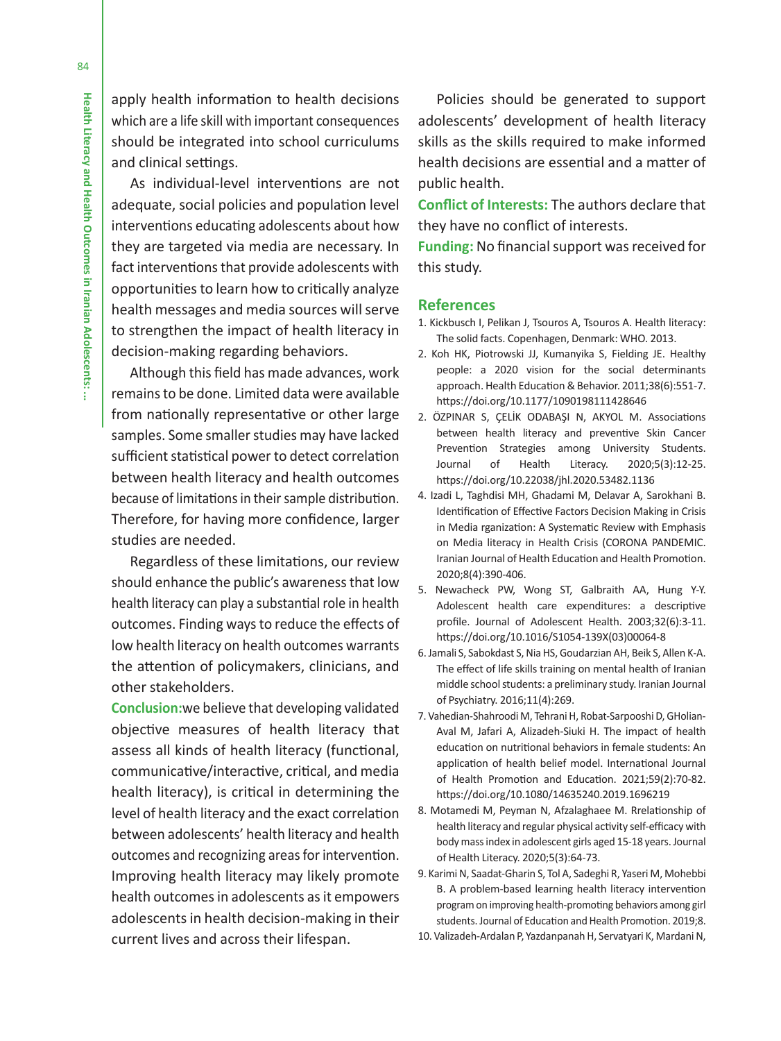apply health information to health decisions which are a life skill with important consequences should be integrated into school curriculums and clinical settings.

As individual-level interventions are not adequate, social policies and population level interventions educating adolescents about how they are targeted via media are necessary. In fact interventions that provide adolescents with opportunities to learn how to critically analyze health messages and media sources will serve to strengthen the impact of health literacy in decision-making regarding behaviors.

Although this field has made advances, work remains to be done. Limited data were available from nationally representative or other large samples. Some smaller studies may have lacked sufficient statistical power to detect correlation between health literacy and health outcomes because of limitations in their sample distribution. Therefore, for having more confidence, larger studies are needed.

Regardless of these limitations, our review should enhance the public's awareness that low health literacy can play a substantial role in health outcomes. Finding ways to reduce the effects of low health literacy on health outcomes warrants the attention of policymakers, clinicians, and other stakeholders.

**Conclusion:** we believe that developing validated objective measures of health literacy that assess all kinds of health literacy (functional, communicative/interactive, critical, and media health literacy), is critical in determining the level of health literacy and the exact correlation between adolescents' health literacy and health outcomes and recognizing areas for intervention. Improving health literacy may likely promote health outcomes in adolescents as it empowers adolescents in health decision-making in their current lives and across their lifespan.

Policies should be generated to support adolescents' development of health literacy skills as the skills required to make informed health decisions are essential and a matter of public health.

**Conflict of Interests:** The authors declare that they have no conflict of interests.

**Funding:** No financial support was received for this study.

## References

1. Kickbusch I, Pelikan J, Tsouros A, Tsouros A. Health literacy: The solid facts. Copenhagen, Denmark: WHO. 2013.
2. Koh HK, Piotrowski JJ, Kumanyika S, Fielding JE. Healthy people: a 2020 vision for the social determinants approach. Health Education & Behavior. 2011;38(6):551-7. https://doi.org/10.1177/1090198111428646
2. ÖZPINAR S, ÇELİK ODABAŞI N, AKYOL M. Associations between health literacy and preventive Skin Cancer Prevention Strategies among University Students. Journal of Health Literacy. 2020;5(3):12-25. https://doi.org/10.22038/jhl.2020.53482.1136
4. Izadi L, Taghdisi MH, Ghadami M, Delavar A, Sarokhani B. Identification of Effective Factors Decision Making in Crisis in Media rganization: A Systematic Review with Emphasis on Media literacy in Health Crisis (CORONA PANDEMIC. Iranian Journal of Health Education and Health Promotion. 2020;8(4):390-406.
5. Newacheck PW, Wong ST, Galbraith AA, Hung Y-Y. Adolescent health care expenditures: a descriptive profile. Journal of Adolescent Health. 2003;32(6):3-11. https://doi.org/10.1016/S1054-139X(03)00064-8
6. Jamali S, Sabokdast S, Nia HS, Goudarzian AH, Beik S, Allen K-A. The effect of life skills training on mental health of Iranian middle school students: a preliminary study. Iranian Journal of Psychiatry. 2016;11(4):269.
7. Vahedian-Shahroodi M, Tehrani H, Robat-Sarpooshi D, GHolian-Aval M, Jafari A, Alizadeh-Siuki H. The impact of health education on nutritional behaviors in female students: An application of health belief model. International Journal of Health Promotion and Education. 2021;59(2):70-82. https://doi.org/10.1080/14635240.2019.1696219
8. Motamedi M, Peyman N, Afzalaghaee M. Rrelationship of health literacy and regular physical activity self-efficacy with body mass index in adolescent girls aged 15-18 years. Journal of Health Literacy. 2020;5(3):64-73.
9. Karimi N, Saadat-Gharin S, Tol A, Sadeghi R, Yaseri M, Mohebbi B. A problem-based learning health literacy intervention program on improving health-promoting behaviors among girl students. Journal of Education and Health Promotion. 2019;8.
10. Valizadeh-Ardalan P, Yazdanpanah H, Servatyari K, Mardani N,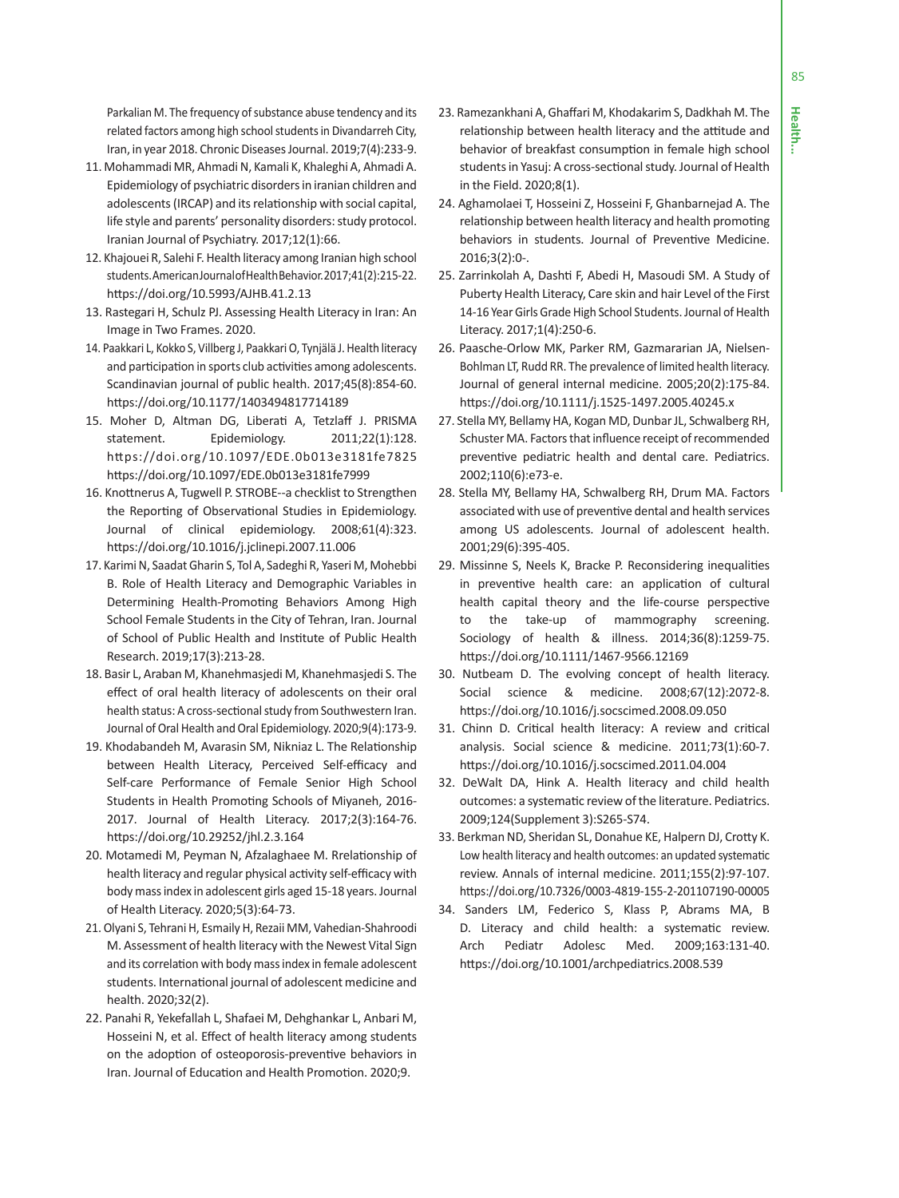Parkalian M. The frequency of substance abuse tendency and its related factors among high school students in Divandarreh City, Iran, in year 2018. Chronic Diseases Journal. 2019;7(4):233-9.

11. Mohammadi MR, Ahmadi N, Kamali K, Khaleghi A, Ahmadi A. Epidemiology of psychiatric disorders in iranian children and adolescents (IRCAP) and its relationship with social capital, life style and parents' personality disorders: study protocol. Iranian Journal of Psychiatry. 2017;12(1):66.
12. Khajouei R, Salehi F. Health literacy among Iranian high school students. American Journal of Health Behavior. 2017;41(2):215-22. https://doi.org/10.5993/AJHB.41.2.13
13. Rastegari H, Schulz PJ. Assessing Health Literacy in Iran: An Image in Two Frames. 2020.
14. Paakkari L, Kokko S, Villberg J, Paakkari O, Tynjälä J. Health literacy and participation in sports club activities among adolescents. Scandinavian journal of public health. 2017;45(8):854-60. https://doi.org/10.1177/1403494817714189
15. Moher D, Altman DG, Liberati A, Tetzlaff J. PRISMA statement. Epidemiology. 2011;22(1):128. https://doi.org/10.1097/EDE.0b013e3181fe7825 https://doi.org/10.1097/EDE.0b013e3181fe7999
16. Knottnerus A, Tugwell P. STROBE--a checklist to Strengthen the Reporting of Observational Studies in Epidemiology. Journal of clinical epidemiology. 2008;61(4):323. https://doi.org/10.1016/j.jclinepi.2007.11.006
17. Karimi N, Saadat Gharin S, Tol A, Sadeghi R, Yaseri M, Mohebbi B. Role of Health Literacy and Demographic Variables in Determining Health-Promoting Behaviors Among High School Female Students in the City of Tehran, Iran. Journal of School of Public Health and Institute of Public Health Research. 2019;17(3):213-28.
18. Basir L, Araban M, Khanehmasjedi M, Khanehmasjedi S. The effect of oral health literacy of adolescents on their oral health status: A cross-sectional study from Southwestern Iran. Journal of Oral Health and Oral Epidemiology. 2020;9(4):173-9.
19. Khodabandeh M, Avarasin SM, Nikniaz L. The Relationship between Health Literacy, Perceived Self-efficacy and Self-care Performance of Female Senior High School Students in Health Promoting Schools of Miyaneh, 2016-2017. Journal of Health Literacy. 2017;2(3):164-76. https://doi.org/10.29252/jhl.2.3.164
20. Motamedi M, Peyman N, Afzalaghaee M. Rrelationship of health literacy and regular physical activity self-efficacy with body mass index in adolescent girls aged 15-18 years. Journal of Health Literacy. 2020;5(3):64-73.
21. Olyani S, Tehrani H, Esmaily H, Rezaii MM, Vahedian-Shahroodi M. Assessment of health literacy with the Newest Vital Sign and its correlation with body mass index in female adolescent students. International journal of adolescent medicine and health. 2020;32(2).
22. Panahi R, Yekefallah L, Shafaei M, Dehghankar L, Anbari M, Hosseini N, et al. Effect of health literacy among students on the adoption of osteoporosis-preventive behaviors in Iran. Journal of Education and Health Promotion. 2020;9.
23. Ramezankhani A, Ghaffari M, Khodakarim S, Dadkhah M. The relationship between health literacy and the attitude and behavior of breakfast consumption in female high school students in Yasuj: A cross-sectional study. Journal of Health in the Field. 2020;8(1).
24. Aghamolaei T, Hosseini Z, Hosseini F, Ghanbarnejad A. The relationship between health literacy and health promoting behaviors in students. Journal of Preventive Medicine. 2016;3(2):0-.
25. Zarrinkolah A, Dashti F, Abedi H, Masoudi SM. A Study of Puberty Health Literacy, Care skin and hair Level of the First 14-16 Year Girls Grade High School Students. Journal of Health Literacy. 2017;1(4):250-6.
26. Paasche-Orlow MK, Parker RM, Gazmararian JA, Nielsen-Bohlman LT, Rudd RR. The prevalence of limited health literacy. Journal of general internal medicine. 2005;20(2):175-84. https://doi.org/10.1111/j.1525-1497.2005.40245.x
27. Stella MY, Bellamy HA, Kogan MD, Dunbar JL, Schwalberg RH, Schuster MA. Factors that influence receipt of recommended preventive pediatric health and dental care. Pediatrics. 2002;110(6):e73-e.
28. Stella MY, Bellamy HA, Schwalberg RH, Drum MA. Factors associated with use of preventive dental and health services among US adolescents. Journal of adolescent health. 2001;29(6):395-405.
29. Missinne S, Neels K, Bracke P. Reconsidering inequalities in preventive health care: an application of cultural health capital theory and the life-course perspective to the take-up of mammography screening. Sociology of health & illness. 2014;36(8):1259-75. https://doi.org/10.1111/1467-9566.12169
30. Nutbeam D. The evolving concept of health literacy. Social science & medicine. 2008;67(12):2072-8. https://doi.org/10.1016/j.socscimed.2008.09.050
31. Chinn D. Critical health literacy: A review and critical analysis. Social science & medicine. 2011;73(1):60-7. https://doi.org/10.1016/j.socscimed.2011.04.004
32. DeWalt DA, Hink A. Health literacy and child health outcomes: a systematic review of the literature. Pediatrics. 2009;124(Supplement 3):S265-S74.
33. Berkman ND, Sheridan SL, Donahue KE, Halpern DJ, Crotty K. Low health literacy and health outcomes: an updated systematic review. Annals of internal medicine. 2011;155(2):97-107. https://doi.org/10.7326/0003-4819-155-2-201107190-00005
34. Sanders LM, Federico S, Klass P, Abrams MA, B D. Literacy and child health: a systematic review. Arch Pediatr Adolesc Med. 2009;163:131-40. https://doi.org/10.1001/archpediatrics.2008.539